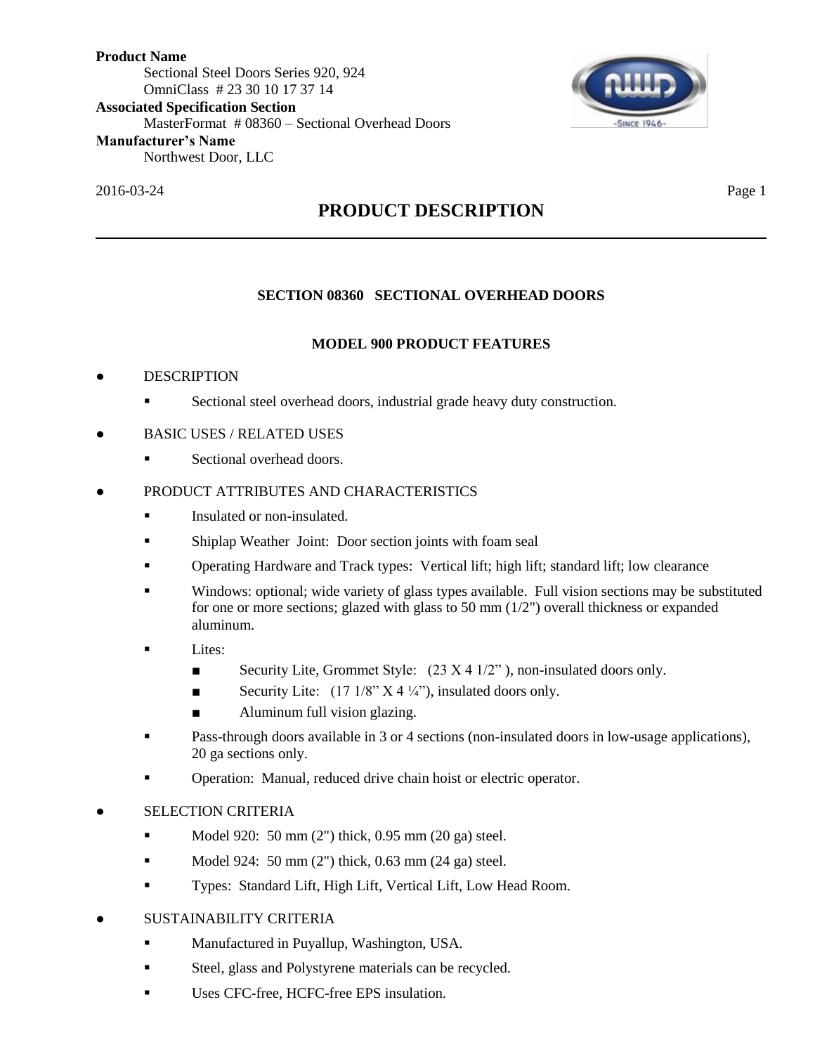**Product Name**

Sectional Steel Doors Series 920, 924

OmniClass # 23 30 10 17 37 14

**Associated Specification Section**

MasterFormat # 08360 – Sectional Overhead Doors

**Manufacturer's Name**

Northwest Door, LLC

2016-03-24

# PRODUCT DESCRIPTION

## SECTION 08360 SECTIONAL OVERHEAD DOORS

### MODEL 900 PRODUCT FEATURES

- DESCRIPTION
  - Sectional steel overhead doors, industrial grade heavy duty construction.
- BASIC USES / RELATED USES
  - Sectional overhead doors.
- PRODUCT ATTRIBUTES AND CHARACTERISTICS
  - Insulated or non-insulated.
  - Shiplap Weather Joint: Door section joints with foam seal
  - Operating Hardware and Track types: Vertical lift; high lift; standard lift; low clearance
  - Windows: optional; wide variety of glass types available. Full vision sections may be substituted for one or more sections; glazed with glass to 50 mm (1/2") overall thickness or expanded aluminum.
  - Lites:
    - Security Lite, Grommet Style: (23 X 4 1/2" ), non-insulated doors only.
    - Security Lite: (17 1/8" X 4 ¼"), insulated doors only.
    - Aluminum full vision glazing.
  - Pass-through doors available in 3 or 4 sections (non-insulated doors in low-usage applications), 20 ga sections only.
  - Operation: Manual, reduced drive chain hoist or electric operator.
- SELECTION CRITERIA
  - Model 920: 50 mm (2") thick, 0.95 mm (20 ga) steel.
  - Model 924: 50 mm (2") thick, 0.63 mm (24 ga) steel.
  - Types: Standard Lift, High Lift, Vertical Lift, Low Head Room.
- SUSTAINABILITY CRITERIA
  - Manufactured in Puyallup, Washington, USA.
  - Steel, glass and Polystyrene materials can be recycled.
  - Uses CFC-free, HCFC-free EPS insulation.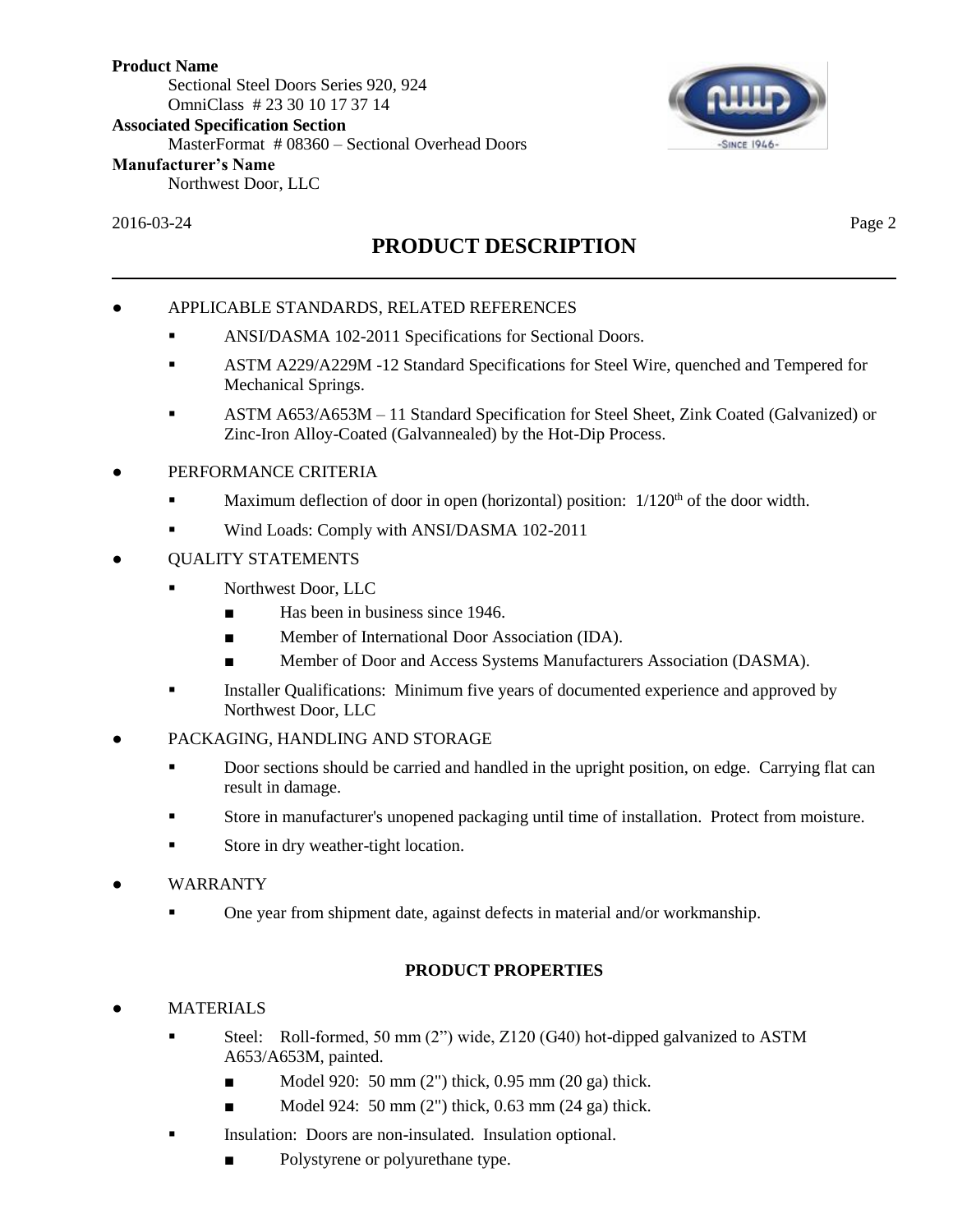**Product Name**

Sectional Steel Doors Series 920, 924

OmniClass # 23 30 10 17 37 14

**Associated Specification Section**

MasterFormat # 08360 – Sectional Overhead Doors

**Manufacturer's Name**

Northwest Door, LLC

2016-03-24

## PRODUCT DESCRIPTION

- APPLICABLE STANDARDS, RELATED REFERENCES
  - ANSI/DASMA 102-2011 Specifications for Sectional Doors.
  - ASTM A229/A229M -12 Standard Specifications for Steel Wire, quenched and Tempered for Mechanical Springs.
  - ASTM A653/A653M – 11 Standard Specification for Steel Sheet, Zink Coated (Galvanized) or Zinc-Iron Alloy-Coated (Galvannealed) by the Hot-Dip Process.
- PERFORMANCE CRITERIA
  - Maximum deflection of door in open (horizontal) position: 1/120$^{th}$ of the door width.
  - Wind Loads: Comply with ANSI/DASMA 102-2011
- QUALITY STATEMENTS
  - Northwest Door, LLC
    - Has been in business since 1946.
    - Member of International Door Association (IDA).
    - Member of Door and Access Systems Manufacturers Association (DASMA).
  - Installer Qualifications: Minimum five years of documented experience and approved by Northwest Door, LLC
- PACKAGING, HANDLING AND STORAGE
  - Door sections should be carried and handled in the upright position, on edge. Carrying flat can result in damage.
  - Store in manufacturer's unopened packaging until time of installation. Protect from moisture.
  - Store in dry weather-tight location.
- WARRANTY
  - One year from shipment date, against defects in material and/or workmanship.

### PRODUCT PROPERTIES

- MATERIALS
  - Steel: Roll-formed, 50 mm (2") wide, Z120 (G40) hot-dipped galvanized to ASTM A653/A653M, painted.
    - Model 920: 50 mm (2") thick, 0.95 mm (20 ga) thick.
    - Model 924: 50 mm (2") thick, 0.63 mm (24 ga) thick.
  - Insulation: Doors are non-insulated. Insulation optional.
    - Polystyrene or polyurethane type.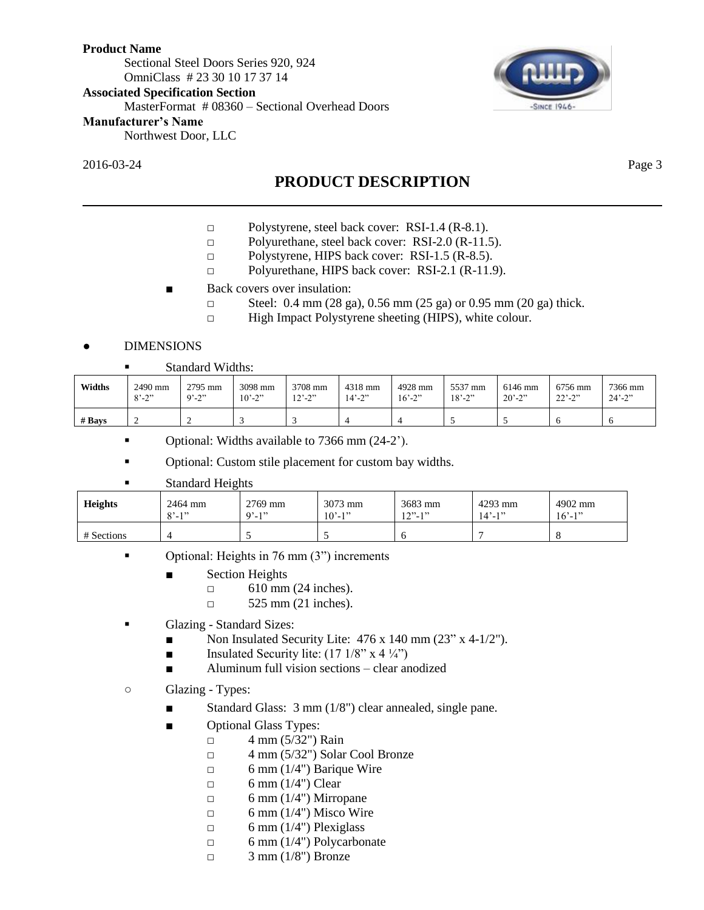**Product Name**
Sectional Steel Doors Series 920, 924
OmniClass # 23 30 10 17 37 14
**Associated Specification Section**
MasterFormat # 08360 – Sectional Overhead Doors
**Manufacturer's Name**
Northwest Door, LLC

2016-03-24

# PRODUCT DESCRIPTION

- Polystyrene, steel back cover: RSI-1.4 (R-8.1).
- Polyurethane, steel back cover: RSI-2.0 (R-11.5).
- Polystyrene, HIPS back cover: RSI-1.5 (R-8.5).
- Polyurethane, HIPS back cover: RSI-2.1 (R-11.9).

- Back covers over insulation:
  - Steel: 0.4 mm (28 ga), 0.56 mm (25 ga) or 0.95 mm (20 ga) thick.
  - High Impact Polystyrene sheeting (HIPS), white colour.

- DIMENSIONS
  - Standard Widths:

| Widths | 2490 mm 8'-2" | 2795 mm 9'-2" | 3098 mm 10'-2" | 3708 mm 12'-2" | 4318 mm 14'-2" | 4928 mm 16'-2" | 5537 mm 18'-2" | 6146 mm 20'-2" | 6756 mm 22'-2" | 7366 mm 24'-2" |
|---|---|---|---|---|---|---|---|---|---|---|
| **# Bays** | 2 | 2 | 3 | 3 | 4 | 4 | 5 | 5 | 6 | 6 |

  - Optional: Widths available to 7366 mm (24-2').
  - Optional: Custom stile placement for custom bay widths.
  - Standard Heights

| Heights | 2464 mm 8'-1" | 2769 mm 9'-1" | 3073 mm 10'-1" | 3683 mm 12"-1" | 4293 mm 14'-1" | 4902 mm 16'-1" |
|---|---|---|---|---|---|---|
| # Sections | 4 | 5 | 5 | 6 | 7 | 8 |

  - Optional: Heights in 76 mm (3") increments
    - Section Heights
      - 610 mm (24 inches).
      - 525 mm (21 inches).
  - Glazing - Standard Sizes:
    - Non Insulated Security Lite: 476 x 140 mm (23" x 4-1/2").
    - Insulated Security lite: (17 1/8" x 4 ¼")
    - Aluminum full vision sections – clear anodized
  - Glazing - Types:
    - Standard Glass: 3 mm (1/8") clear annealed, single pane.
    - Optional Glass Types:
      - 4 mm (5/32") Rain
      - 4 mm (5/32") Solar Cool Bronze
      - 6 mm (1/4") Barique Wire
      - 6 mm (1/4") Clear
      - 6 mm (1/4") Mirropane
      - 6 mm (1/4") Misco Wire
      - 6 mm (1/4") Plexiglass
      - 6 mm (1/4") Polycarbonate
      - 3 mm (1/8") Bronze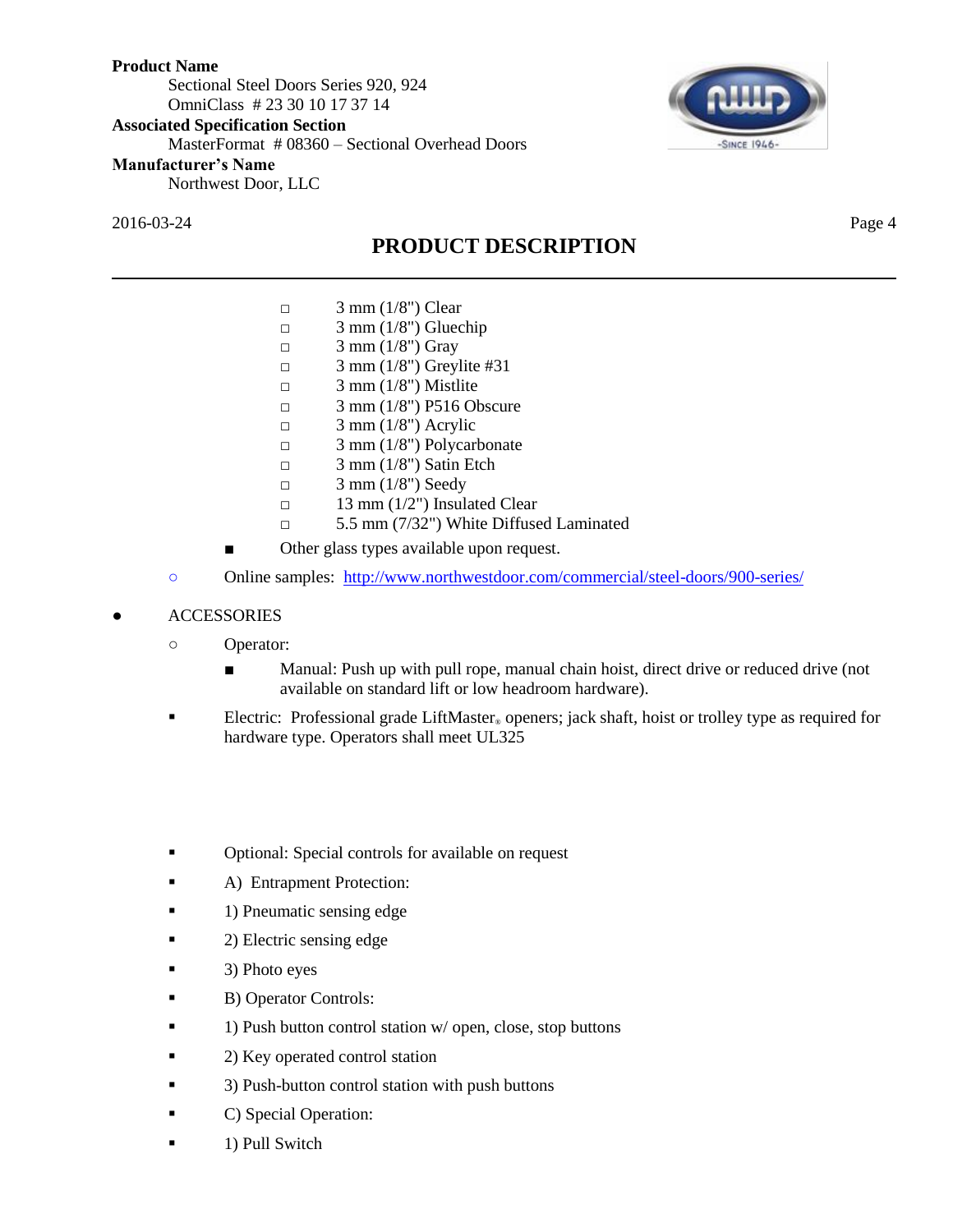## PRODUCT DESCRIPTION

- 3 mm (1/8") Clear
- 3 mm (1/8") Gluechip
- 3 mm (1/8") Gray
- 3 mm (1/8") Greylite #31
- 3 mm (1/8") Mistlite
- 3 mm (1/8") P516 Obscure
- 3 mm (1/8") Acrylic
- 3 mm (1/8") Polycarbonate
- 3 mm (1/8") Satin Etch
- 3 mm (1/8") Seedy
- 13 mm (1/2") Insulated Clear
- 5.5 mm (7/32") White Diffused Laminated

- Other glass types available upon request.

- Online samples: http://www.northwestdoor.com/commercial/steel-doors/900-series/

- ACCESSORIES
  - Operator:
    - Manual: Push up with pull rope, manual chain hoist, direct drive or reduced drive (not available on standard lift or low headroom hardware).
  - Electric: Professional grade LiftMaster® openers; jack shaft, hoist or trolley type as required for hardware type. Operators shall meet UL325
  - Optional: Special controls for available on request
  - A) Entrapment Protection:
  - 1) Pneumatic sensing edge
  - 2) Electric sensing edge
  - 3) Photo eyes
  - B) Operator Controls:
  - 1) Push button control station w/ open, close, stop buttons
  - 2) Key operated control station
  - 3) Push-button control station with push buttons
  - C) Special Operation:
  - 1) Pull Switch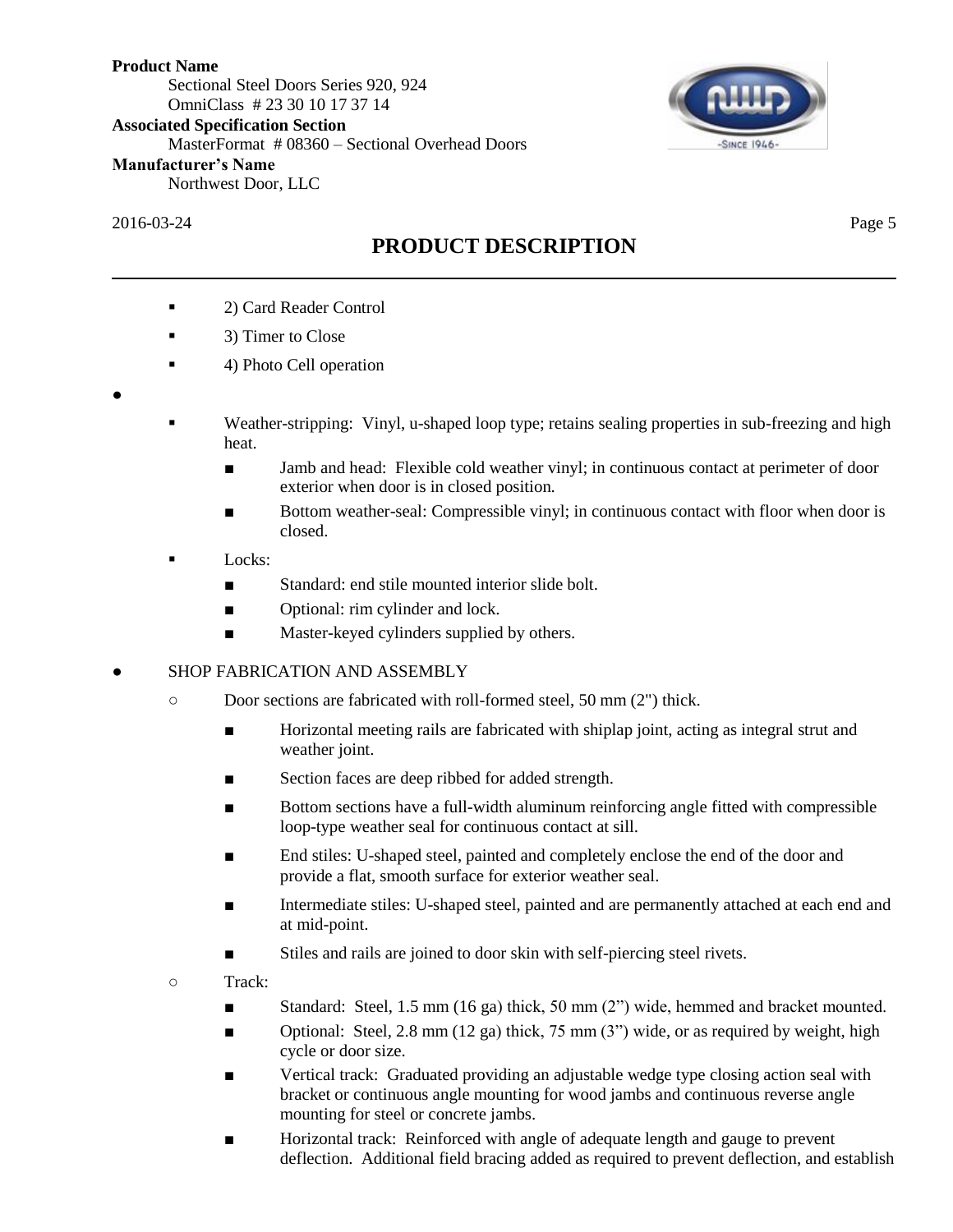- 2) Card Reader Control
  - 3) Timer to Close
  - 4) Photo Cell operation

-
  - Weather-stripping: Vinyl, u-shaped loop type; retains sealing properties in sub-freezing and high heat.
    - Jamb and head: Flexible cold weather vinyl; in continuous contact at perimeter of door exterior when door is in closed position.
    - Bottom weather-seal: Compressible vinyl; in continuous contact with floor when door is closed.
  - Locks:
    - Standard: end stile mounted interior slide bolt.
    - Optional: rim cylinder and lock.
    - Master-keyed cylinders supplied by others.

- SHOP FABRICATION AND ASSEMBLY
  - Door sections are fabricated with roll-formed steel, 50 mm (2") thick.
    - Horizontal meeting rails are fabricated with shiplap joint, acting as integral strut and weather joint.
    - Section faces are deep ribbed for added strength.
    - Bottom sections have a full-width aluminum reinforcing angle fitted with compressible loop-type weather seal for continuous contact at sill.
    - End stiles: U-shaped steel, painted and completely enclose the end of the door and provide a flat, smooth surface for exterior weather seal.
    - Intermediate stiles: U-shaped steel, painted and are permanently attached at each end and at mid-point.
    - Stiles and rails are joined to door skin with self-piercing steel rivets.
  - Track:
    - Standard: Steel, 1.5 mm (16 ga) thick, 50 mm (2") wide, hemmed and bracket mounted.
    - Optional: Steel, 2.8 mm (12 ga) thick, 75 mm (3") wide, or as required by weight, high cycle or door size.
    - Vertical track: Graduated providing an adjustable wedge type closing action seal with bracket or continuous angle mounting for wood jambs and continuous reverse angle mounting for steel or concrete jambs.
    - Horizontal track: Reinforced with angle of adequate length and gauge to prevent deflection. Additional field bracing added as required to prevent deflection, and establish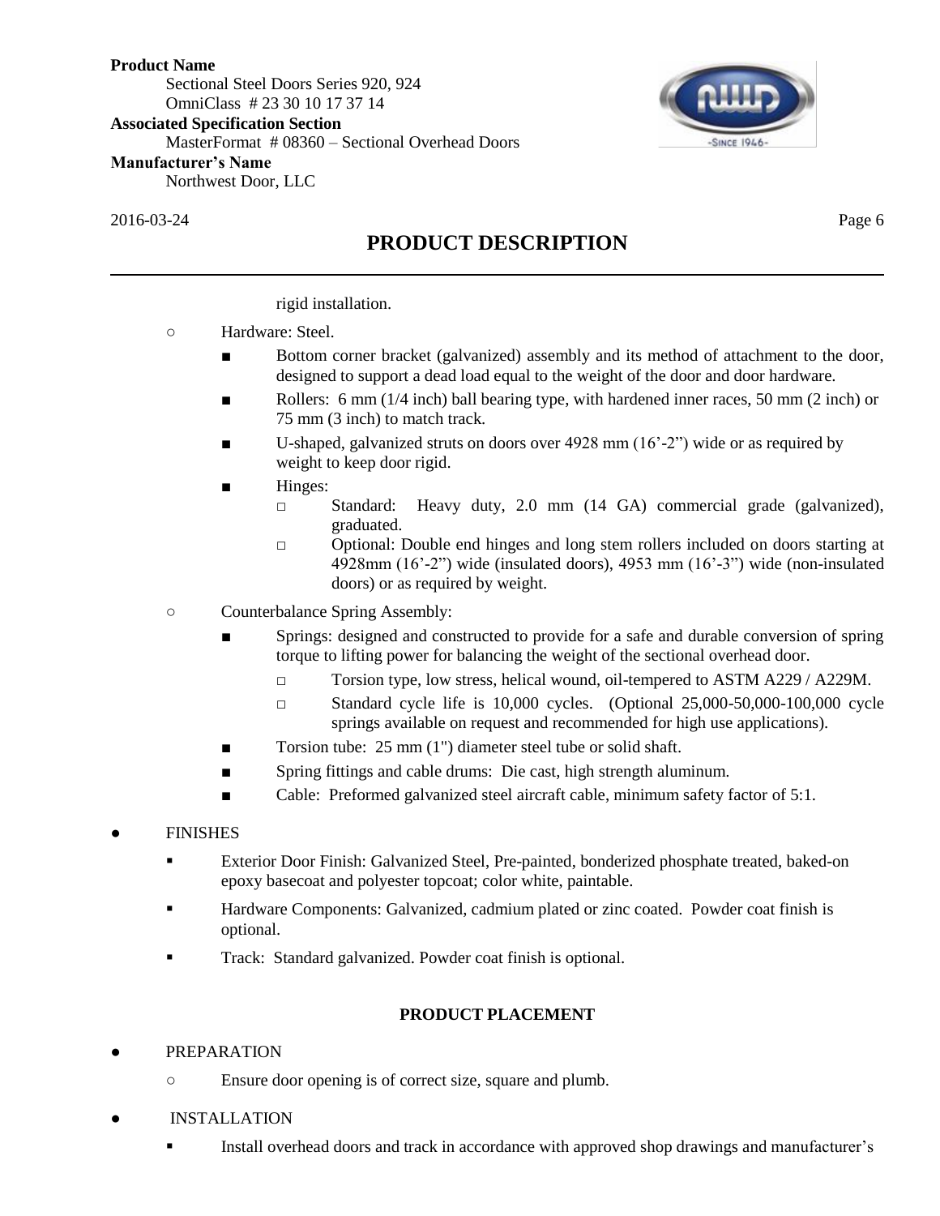rigid installation.

- Hardware: Steel.
  - Bottom corner bracket (galvanized) assembly and its method of attachment to the door, designed to support a dead load equal to the weight of the door and door hardware.
  - Rollers: 6 mm (1/4 inch) ball bearing type, with hardened inner races, 50 mm (2 inch) or 75 mm (3 inch) to match track.
  - U-shaped, galvanized struts on doors over 4928 mm (16’-2”) wide or as required by weight to keep door rigid.
  - Hinges:
    - Standard: Heavy duty, 2.0 mm (14 GA) commercial grade (galvanized), graduated.
    - Optional: Double end hinges and long stem rollers included on doors starting at 4928mm (16’-2”) wide (insulated doors), 4953 mm (16’-3”) wide (non-insulated doors) or as required by weight.
- Counterbalance Spring Assembly:
  - Springs: designed and constructed to provide for a safe and durable conversion of spring torque to lifting power for balancing the weight of the sectional overhead door.
    - Torsion type, low stress, helical wound, oil-tempered to ASTM A229 / A229M.
    - Standard cycle life is 10,000 cycles. (Optional 25,000-50,000-100,000 cycle springs available on request and recommended for high use applications).
  - Torsion tube: 25 mm (1") diameter steel tube or solid shaft.
  - Spring fittings and cable drums: Die cast, high strength aluminum.
  - Cable: Preformed galvanized steel aircraft cable, minimum safety factor of 5:1.

- FINISHES
  - Exterior Door Finish: Galvanized Steel, Pre-painted, bonderized phosphate treated, baked-on epoxy basecoat and polyester topcoat; color white, paintable.
  - Hardware Components: Galvanized, cadmium plated or zinc coated. Powder coat finish is optional.
  - Track: Standard galvanized. Powder coat finish is optional.

## PRODUCT PLACEMENT

- PREPARATION
  - Ensure door opening is of correct size, square and plumb.
- INSTALLATION
  - Install overhead doors and track in accordance with approved shop drawings and manufacturer’s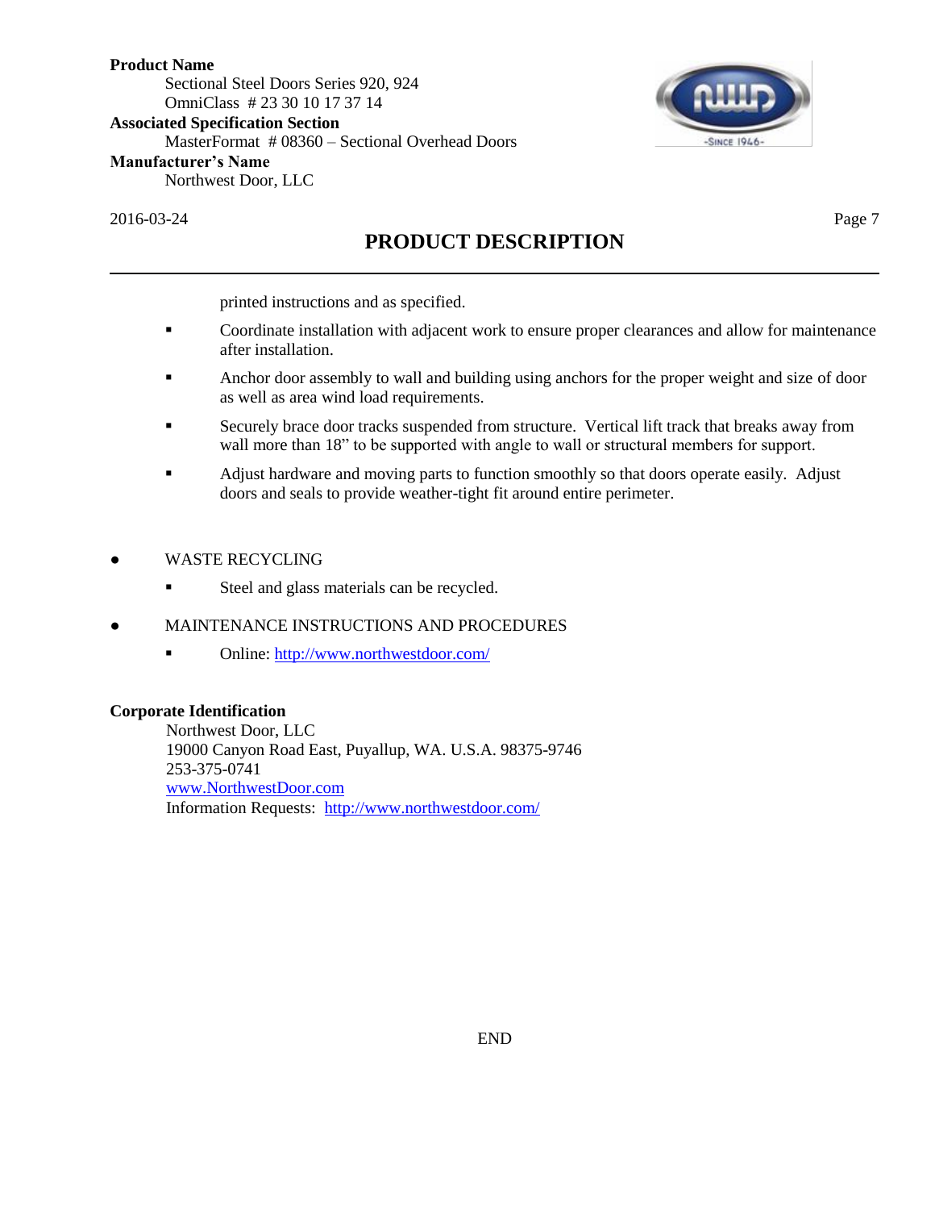printed instructions and as specified.

- Coordinate installation with adjacent work to ensure proper clearances and allow for maintenance after installation.
- Anchor door assembly to wall and building using anchors for the proper weight and size of door as well as area wind load requirements.
- Securely brace door tracks suspended from structure. Vertical lift track that breaks away from wall more than 18" to be supported with angle to wall or structural members for support.
- Adjust hardware and moving parts to function smoothly so that doors operate easily. Adjust doors and seals to provide weather-tight fit around entire perimeter.

- WASTE RECYCLING
  - Steel and glass materials can be recycled.
- MAINTENANCE INSTRUCTIONS AND PROCEDURES
  - Online: http://www.northwestdoor.com/

**Corporate Identification**

Northwest Door, LLC
19000 Canyon Road East, Puyallup, WA. U.S.A. 98375-9746
253-375-0741
www.NorthwestDoor.com
Information Requests: http://www.northwestdoor.com/

END